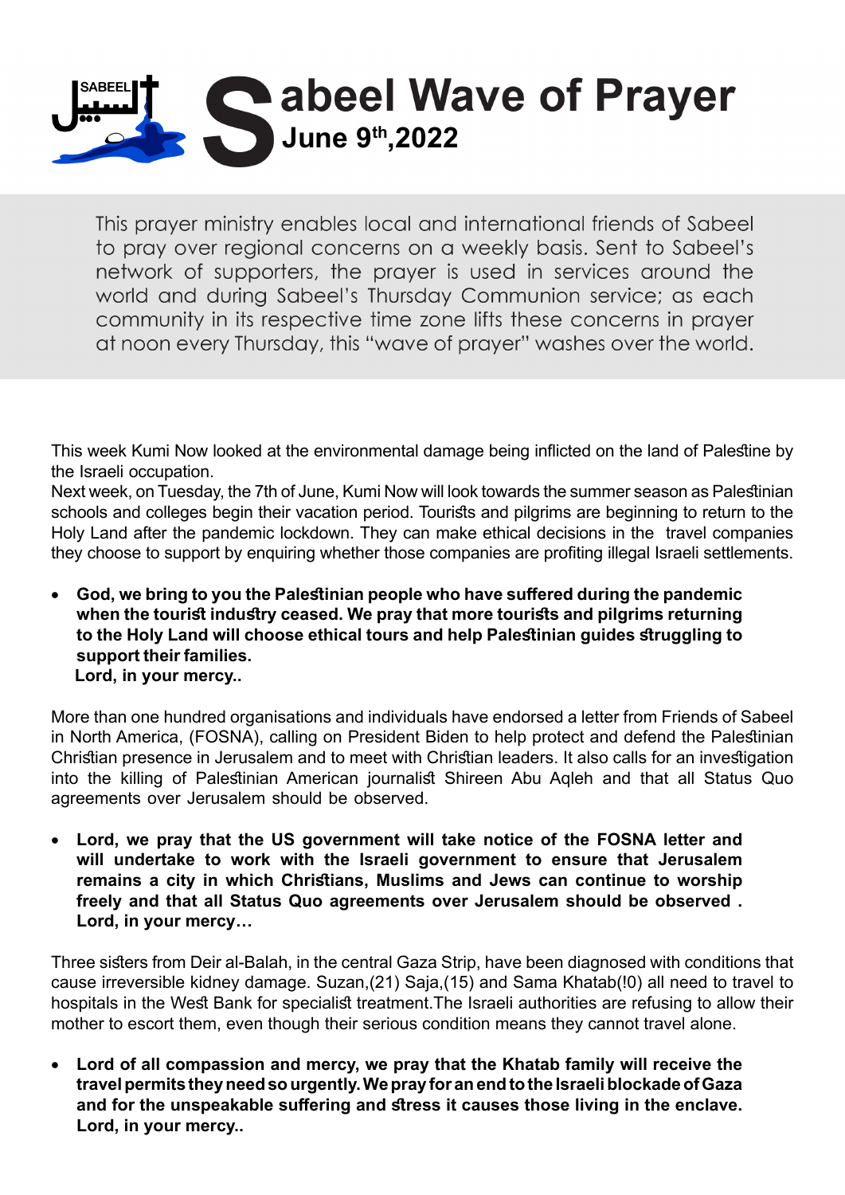# Sabeel Wave of Prayer

**June 9th, 2022**

This prayer ministry enables local and international friends of Sabeel to pray over regional concerns on a weekly basis. Sent to Sabeel's network of supporters, the prayer is used in services around the world and during Sabeel's Thursday Communion service; as each community in its respective time zone lifts these concerns in prayer at noon every Thursday, this "wave of prayer" washes over the world.

This week Kumi Now looked at the environmental damage being inflicted on the land of Palestine by the Israeli occupation.
Next week, on Tuesday, the 7th of June, Kumi Now will look towards the summer season as Palestinian schools and colleges begin their vacation period. Tourists and pilgrims are beginning to return to the Holy Land after the pandemic lockdown. They can make ethical decisions in the travel companies they choose to support by enquiring whether those companies are profiting illegal Israeli settlements.

- **God, we bring to you the Palestinian people who have suffered during the pandemic when the tourist industry ceased. We pray that more tourists and pilgrims returning to the Holy Land will choose ethical tours and help Palestinian guides struggling to support their families.**
  **Lord, in your mercy..**

More than one hundred organisations and individuals have endorsed a letter from Friends of Sabeel in North America, (FOSNA), calling on President Biden to help protect and defend the Palestinian Christian presence in Jerusalem and to meet with Christian leaders. It also calls for an investigation into the killing of Palestinian American journalist Shireen Abu Aqleh and that all Status Quo agreements over Jerusalem should be observed.

- **Lord, we pray that the US government will take notice of the FOSNA letter and will undertake to work with the Israeli government to ensure that Jerusalem remains a city in which Christians, Muslims and Jews can continue to worship freely and that all Status Quo agreements over Jerusalem should be observed . Lord, in your mercy…**

Three sisters from Deir al-Balah, in the central Gaza Strip, have been diagnosed with conditions that cause irreversible kidney damage. Suzan,(21) Saja,(15) and Sama Khatab(!0) all need to travel to hospitals in the West Bank for specialist treatment.The Israeli authorities are refusing to allow their mother to escort them, even though their serious condition means they cannot travel alone.

- **Lord of all compassion and mercy, we pray that the Khatab family will receive the travel permits they need so urgently. We pray for an end to the Israeli blockade of Gaza and for the unspeakable suffering and stress it causes those living in the enclave. Lord, in your mercy..**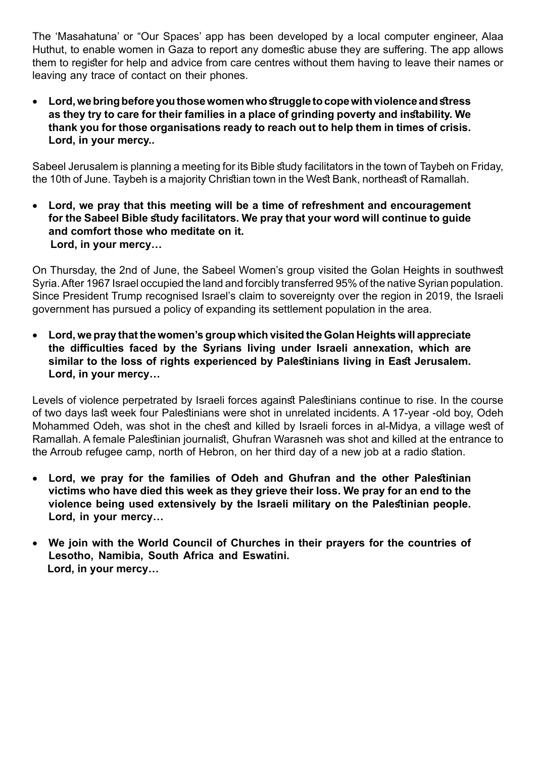The 'Masahatuna' or "Our Spaces' app has been developed by a local computer engineer, Alaa Huthut, to enable women in Gaza to report any domestic abuse they are suffering. The app allows them to register for help and advice from care centres without them having to leave their names or leaving any trace of contact on their phones.

- **Lord, we bring before you those women who struggle to cope with violence and stress as they try to care for their families in a place of grinding poverty and instability. We thank you for those organisations ready to reach out to help them in times of crisis. Lord, in your mercy..**

Sabeel Jerusalem is planning a meeting for its Bible study facilitators in the town of Taybeh on Friday, the 10th of June. Taybeh is a majority Christian town in the West Bank, northeast of Ramallah.

- **Lord, we pray that this meeting will be a time of refreshment and encouragement for the Sabeel Bible study facilitators. We pray that your word will continue to guide and comfort those who meditate on it. Lord, in your mercy…**

On Thursday, the 2nd of June, the Sabeel Women's group visited the Golan Heights in southwest Syria. After 1967 Israel occupied the land and forcibly transferred 95% of the native Syrian population. Since President Trump recognised Israel's claim to sovereignty over the region in 2019, the Israeli government has pursued a policy of expanding its settlement population in the area.

- **Lord, we pray that the women's group which visited the Golan Heights will appreciate the difficulties faced by the Syrians living under Israeli annexation, which are similar to the loss of rights experienced by Palestinians living in East Jerusalem. Lord, in your mercy…**

Levels of violence perpetrated by Israeli forces against Palestinians continue to rise. In the course of two days last week four Palestinians were shot in unrelated incidents. A 17-year -old boy, Odeh Mohammed Odeh, was shot in the chest and killed by Israeli forces in al-Midya, a village west of Ramallah. A female Palestinian journalist, Ghufran Warasneh was shot and killed at the entrance to the Arroub refugee camp, north of Hebron, on her third day of a new job at a radio station.

- **Lord, we pray for the families of Odeh and Ghufran and the other Palestinian victims who have died this week as they grieve their loss. We pray for an end to the violence being used extensively by the Israeli military on the Palestinian people. Lord, in your mercy…**
- **We join with the World Council of Churches in their prayers for the countries of Lesotho, Namibia, South Africa and Eswatini. Lord, in your mercy…**